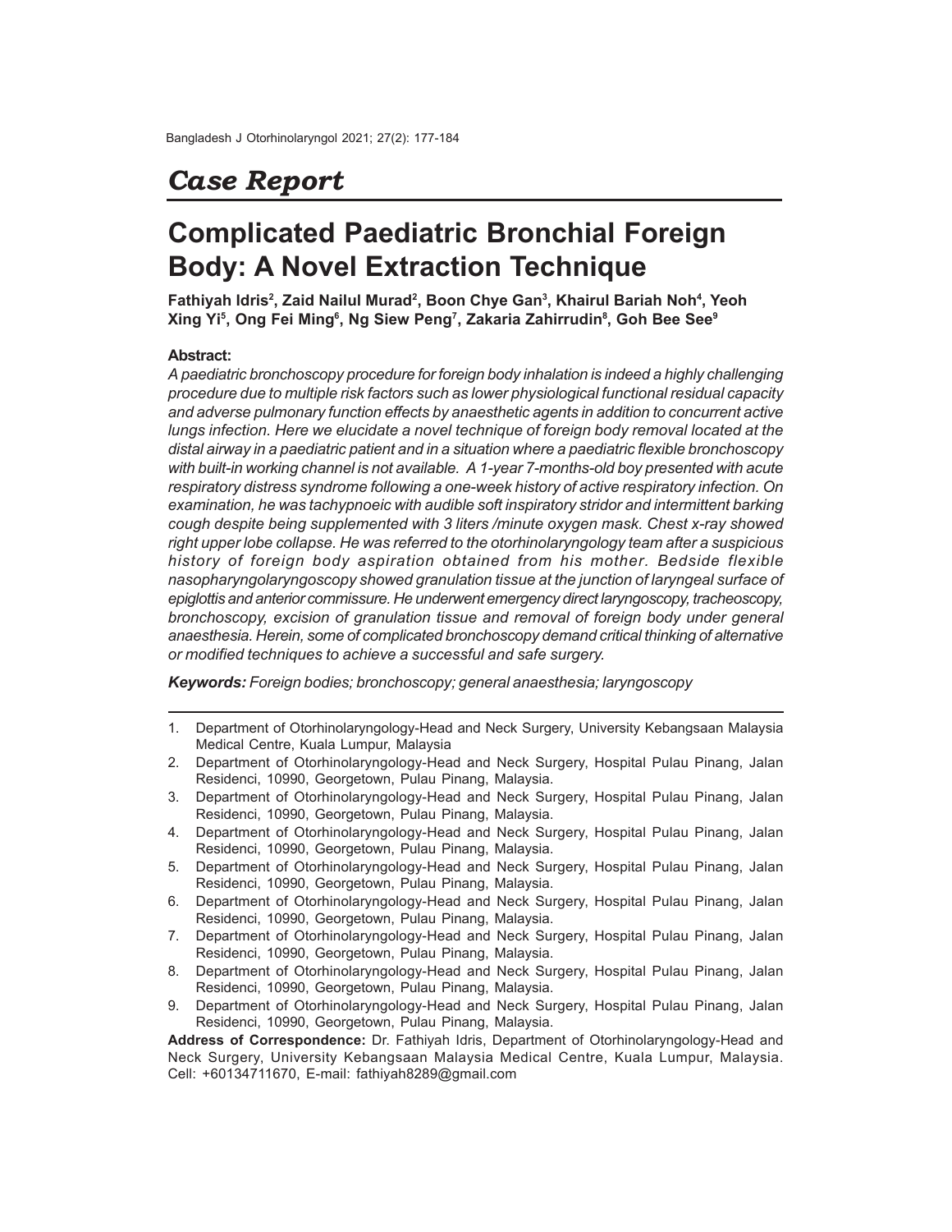## Case Report

# Complicated Paediatric Bronchial Foreign Body: A Novel Extraction Technique

**Fathiyah Idris[2], Zaid Nailul Murad[2], Boon Chye Gan[3], Khairul Bariah Noh[4], Yeoh Xing Yi[5], Ong Fei Ming[6], Ng Siew Peng[7], Zakaria Zahirrudin[8], Goh Bee See[9]**

### Abstract:

*A paediatric bronchoscopy procedure for foreign body inhalation is indeed a highly challenging procedure due to multiple risk factors such as lower physiological functional residual capacity and adverse pulmonary function effects by anaesthetic agents in addition to concurrent active lungs infection. Here we elucidate a novel technique of foreign body removal located at the distal airway in a paediatric patient and in a situation where a paediatric flexible bronchoscopy with built-in working channel is not available. A 1-year 7-months-old boy presented with acute respiratory distress syndrome following a one-week history of active respiratory infection. On examination, he was tachypnoeic with audible soft inspiratory stridor and intermittent barking cough despite being supplemented with 3 liters /minute oxygen mask. Chest x-ray showed right upper lobe collapse. He was referred to the otorhinolaryngology team after a suspicious history of foreign body aspiration obtained from his mother. Bedside flexible nasopharyngolaryngoscopy showed granulation tissue at the junction of laryngeal surface of epiglottis and anterior commissure. He underwent emergency direct laryngoscopy, tracheoscopy, bronchoscopy, excision of granulation tissue and removal of foreign body under general anaesthesia. Herein, some of complicated bronchoscopy demand critical thinking of alternative or modified techniques to achieve a successful and safe surgery.*

***Keywords:*** *Foreign bodies; bronchoscopy; general anaesthesia; laryngoscopy*

---

1. Department of Otorhinolaryngology-Head and Neck Surgery, University Kebangsaan Malaysia Medical Centre, Kuala Lumpur, Malaysia
2. Department of Otorhinolaryngology-Head and Neck Surgery, Hospital Pulau Pinang, Jalan Residenci, 10990, Georgetown, Pulau Pinang, Malaysia.
3. Department of Otorhinolaryngology-Head and Neck Surgery, Hospital Pulau Pinang, Jalan Residenci, 10990, Georgetown, Pulau Pinang, Malaysia.
4. Department of Otorhinolaryngology-Head and Neck Surgery, Hospital Pulau Pinang, Jalan Residenci, 10990, Georgetown, Pulau Pinang, Malaysia.
5. Department of Otorhinolaryngology-Head and Neck Surgery, Hospital Pulau Pinang, Jalan Residenci, 10990, Georgetown, Pulau Pinang, Malaysia.
6. Department of Otorhinolaryngology-Head and Neck Surgery, Hospital Pulau Pinang, Jalan Residenci, 10990, Georgetown, Pulau Pinang, Malaysia.
7. Department of Otorhinolaryngology-Head and Neck Surgery, Hospital Pulau Pinang, Jalan Residenci, 10990, Georgetown, Pulau Pinang, Malaysia.
8. Department of Otorhinolaryngology-Head and Neck Surgery, Hospital Pulau Pinang, Jalan Residenci, 10990, Georgetown, Pulau Pinang, Malaysia.
9. Department of Otorhinolaryngology-Head and Neck Surgery, Hospital Pulau Pinang, Jalan Residenci, 10990, Georgetown, Pulau Pinang, Malaysia.

**Address of Correspondence:** Dr. Fathiyah Idris, Department of Otorhinolaryngology-Head and Neck Surgery, University Kebangsaan Malaysia Medical Centre, Kuala Lumpur, Malaysia. Cell: +60134711670, E-mail: fathiyah8289@gmail.com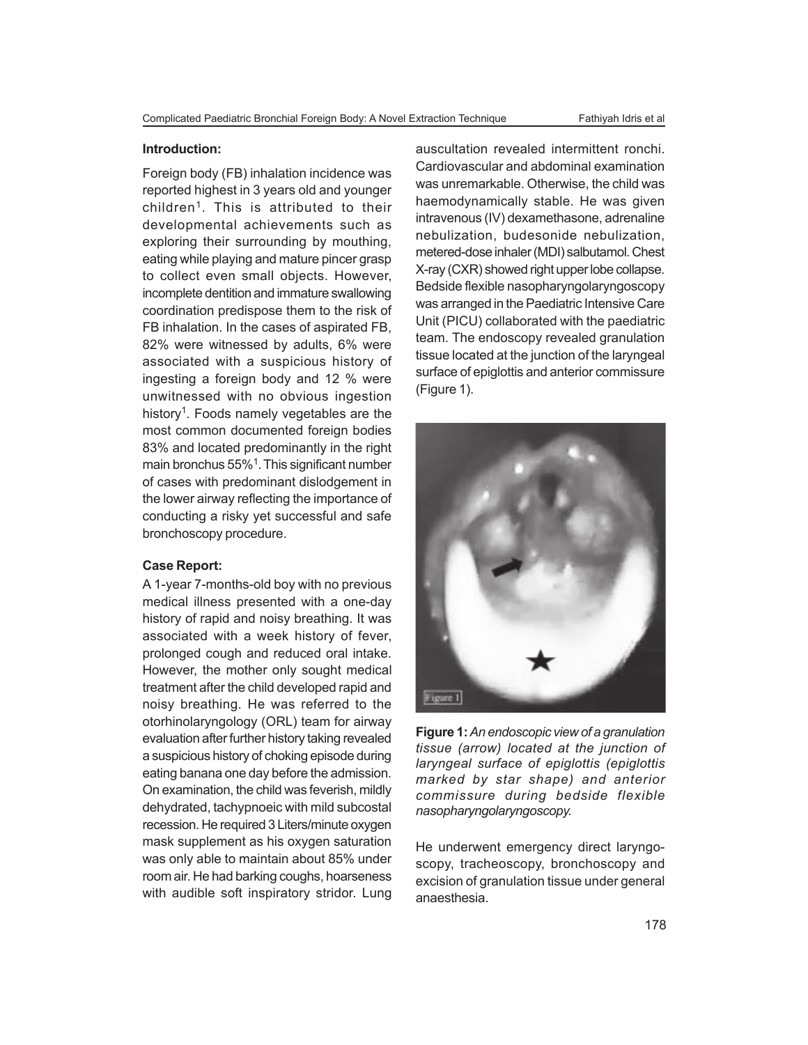### Introduction:

Foreign body (FB) inhalation incidence was reported highest in 3 years old and younger children[1]. This is attributed to their developmental achievements such as exploring their surrounding by mouthing, eating while playing and mature pincer grasp to collect even small objects. However, incomplete dentition and immature swallowing coordination predispose them to the risk of FB inhalation. In the cases of aspirated FB, 82% were witnessed by adults, 6% were associated with a suspicious history of ingesting a foreign body and 12 % were unwitnessed with no obvious ingestion history[1]. Foods namely vegetables are the most common documented foreign bodies 83% and located predominantly in the right main bronchus 55%[1]. This significant number of cases with predominant dislodgement in the lower airway reflecting the importance of conducting a risky yet successful and safe bronchoscopy procedure.

### Case Report:

A 1-year 7-months-old boy with no previous medical illness presented with a one-day history of rapid and noisy breathing. It was associated with a week history of fever, prolonged cough and reduced oral intake. However, the mother only sought medical treatment after the child developed rapid and noisy breathing. He was referred to the otorhinolaryngology (ORL) team for airway evaluation after further history taking revealed a suspicious history of choking episode during eating banana one day before the admission. On examination, the child was feverish, mildly dehydrated, tachypnoeic with mild subcostal recession. He required 3 Liters/minute oxygen mask supplement as his oxygen saturation was only able to maintain about 85% under room air. He had barking coughs, hoarseness with audible soft inspiratory stridor. Lung auscultation revealed intermittent ronchi. Cardiovascular and abdominal examination was unremarkable. Otherwise, the child was haemodynamically stable. He was given intravenous (IV) dexamethasone, adrenaline nebulization, budesonide nebulization, metered-dose inhaler (MDI) salbutamol. Chest X-ray (CXR) showed right upper lobe collapse. Bedside flexible nasopharyngolaryngoscopy was arranged in the Paediatric Intensive Care Unit (PICU) collaborated with the paediatric team. The endoscopy revealed granulation tissue located at the junction of the laryngeal surface of epiglottis and anterior commissure (Figure 1).

**Figure 1:** *An endoscopic view of a granulation tissue (arrow) located at the junction of laryngeal surface of epiglottis (epiglottis marked by star shape) and anterior commissure during bedside flexible nasopharyngolaryngoscopy.*

He underwent emergency direct laryngoscopy, tracheoscopy, bronchoscopy and excision of granulation tissue under general anaesthesia.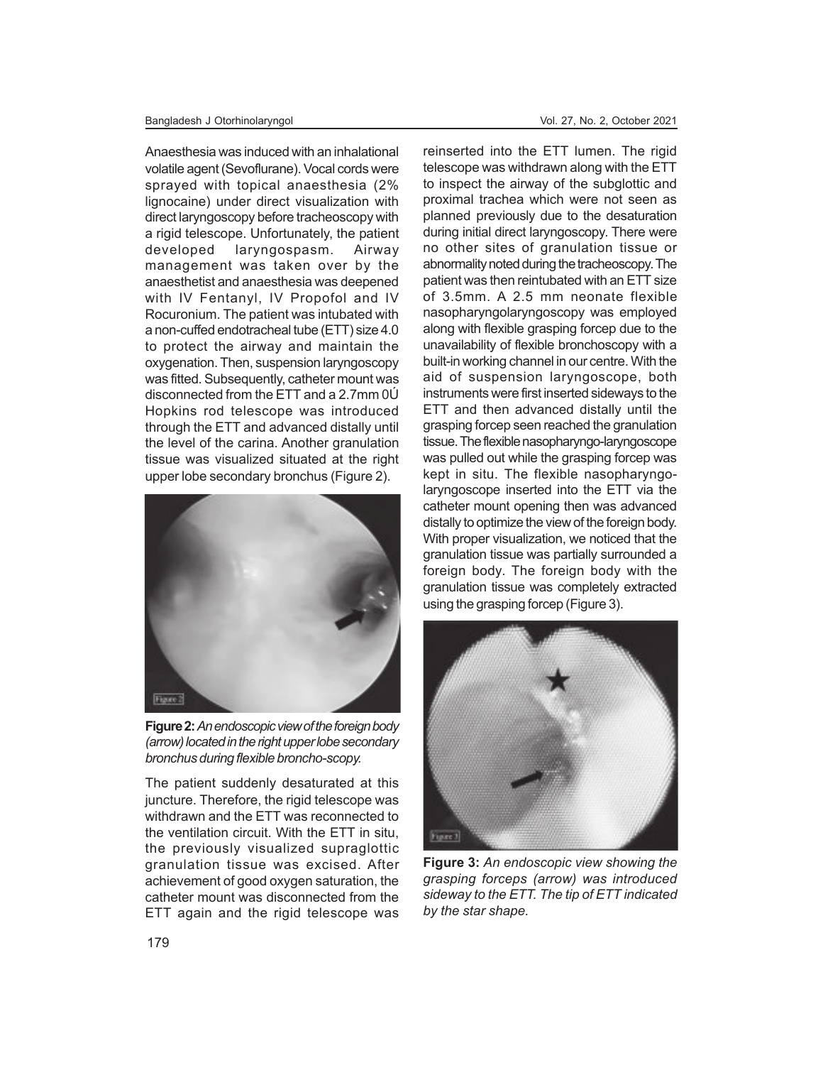Anaesthesia was induced with an inhalational volatile agent (Sevoflurane). Vocal cords were sprayed with topical anaesthesia (2% lignocaine) under direct visualization with direct laryngoscopy before tracheoscopy with a rigid telescope. Unfortunately, the patient developed laryngospasm. Airway management was taken over by the anaesthetist and anaesthesia was deepened with IV Fentanyl, IV Propofol and IV Rocuronium. The patient was intubated with a non-cuffed endotracheal tube (ETT) size 4.0 to protect the airway and maintain the oxygenation. Then, suspension laryngoscopy was fitted. Subsequently, catheter mount was disconnected from the ETT and a 2.7mm 0Ú Hopkins rod telescope was introduced through the ETT and advanced distally until the level of the carina. Another granulation tissue was visualized situated at the right upper lobe secondary bronchus (Figure 2).

**Figure 2:** *An endoscopic view of the foreign body (arrow) located in the right upper lobe secondary bronchus during flexible broncho-scopy.*

The patient suddenly desaturated at this juncture. Therefore, the rigid telescope was withdrawn and the ETT was reconnected to the ventilation circuit. With the ETT in situ, the previously visualized supraglottic granulation tissue was excised. After achievement of good oxygen saturation, the catheter mount was disconnected from the ETT again and the rigid telescope was reinserted into the ETT lumen. The rigid telescope was withdrawn along with the ETT to inspect the airway of the subglottic and proximal trachea which were not seen as planned previously due to the desaturation during initial direct laryngoscopy. There were no other sites of granulation tissue or abnormality noted during the tracheoscopy. The patient was then reintubated with an ETT size of 3.5mm. A 2.5 mm neonate flexible nasopharyngolaryngoscopy was employed along with flexible grasping forcep due to the unavailability of flexible bronchoscopy with a built-in working channel in our centre. With the aid of suspension laryngoscope, both instruments were first inserted sideways to the ETT and then advanced distally until the grasping forcep seen reached the granulation tissue. The flexible nasopharyngo-laryngoscope was pulled out while the grasping forcep was kept in situ. The flexible nasopharyngo-laryngoscope inserted into the ETT via the catheter mount opening then was advanced distally to optimize the view of the foreign body. With proper visualization, we noticed that the granulation tissue was partially surrounded a foreign body. The foreign body with the granulation tissue was completely extracted using the grasping forcep (Figure 3).

**Figure 3:** *An endoscopic view showing the grasping forceps (arrow) was introduced sideway to the ETT. The tip of ETT indicated by the star shape.*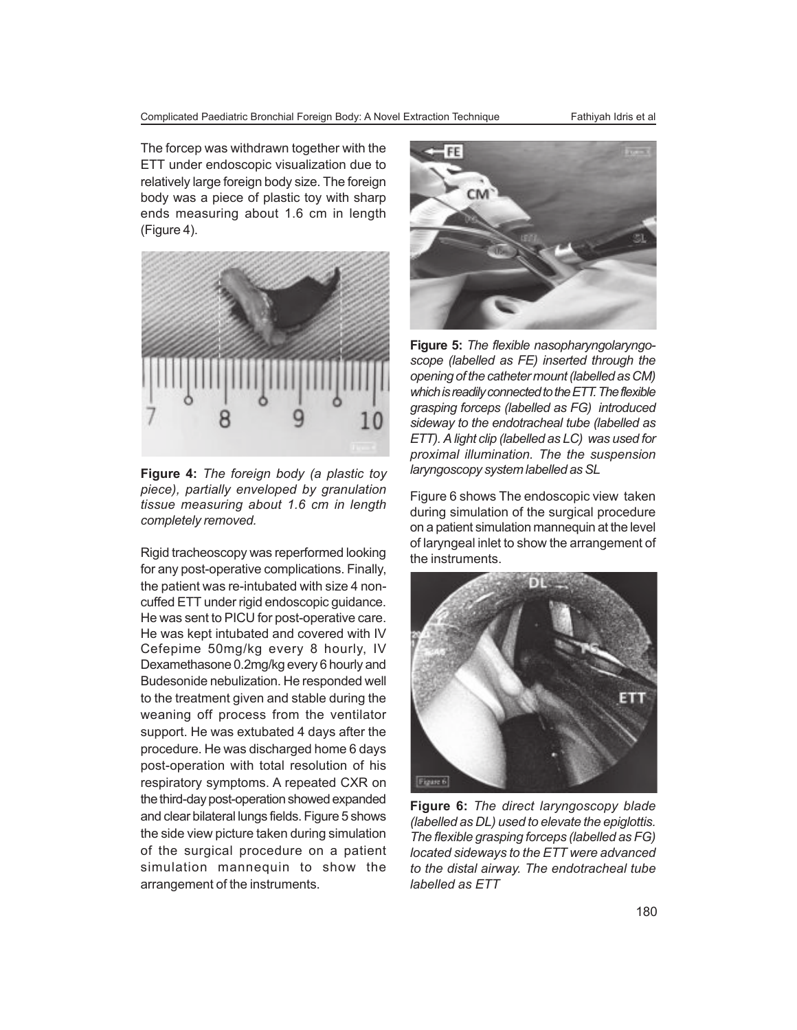The forcep was withdrawn together with the ETT under endoscopic visualization due to relatively large foreign body size. The foreign body was a piece of plastic toy with sharp ends measuring about 1.6 cm in length (Figure 4).

**Figure 4:** *The foreign body (a plastic toy piece), partially enveloped by granulation tissue measuring about 1.6 cm in length completely removed.*

Rigid tracheoscopy was reperformed looking for any post-operative complications. Finally, the patient was re-intubated with size 4 non-cuffed ETT under rigid endoscopic guidance. He was sent to PICU for post-operative care. He was kept intubated and covered with IV Cefepime 50mg/kg every 8 hourly, IV Dexamethasone 0.2mg/kg every 6 hourly and Budesonide nebulization. He responded well to the treatment given and stable during the weaning off process from the ventilator support. He was extubated 4 days after the procedure. He was discharged home 6 days post-operation with total resolution of his respiratory symptoms. A repeated CXR on the third-day post-operation showed expanded and clear bilateral lungs fields. Figure 5 shows the side view picture taken during simulation of the surgical procedure on a patient simulation mannequin to show the arrangement of the instruments.

**Figure 5:** *The flexible nasopharyngolaryngoscope (labelled as FE) inserted through the opening of the catheter mount (labelled as CM) which is readily connected to the ETT. The flexible grasping forceps (labelled as FG) introduced sideway to the endotracheal tube (labelled as ETT). A light clip (labelled as LC) was used for proximal illumination. The the suspension laryngoscopy system labelled as SL*

Figure 6 shows The endoscopic view taken during simulation of the surgical procedure on a patient simulation mannequin at the level of laryngeal inlet to show the arrangement of the instruments.

**Figure 6:** *The direct laryngoscopy blade (labelled as DL) used to elevate the epiglottis. The flexible grasping forceps (labelled as FG) located sideways to the ETT were advanced to the distal airway. The endotracheal tube labelled as ETT*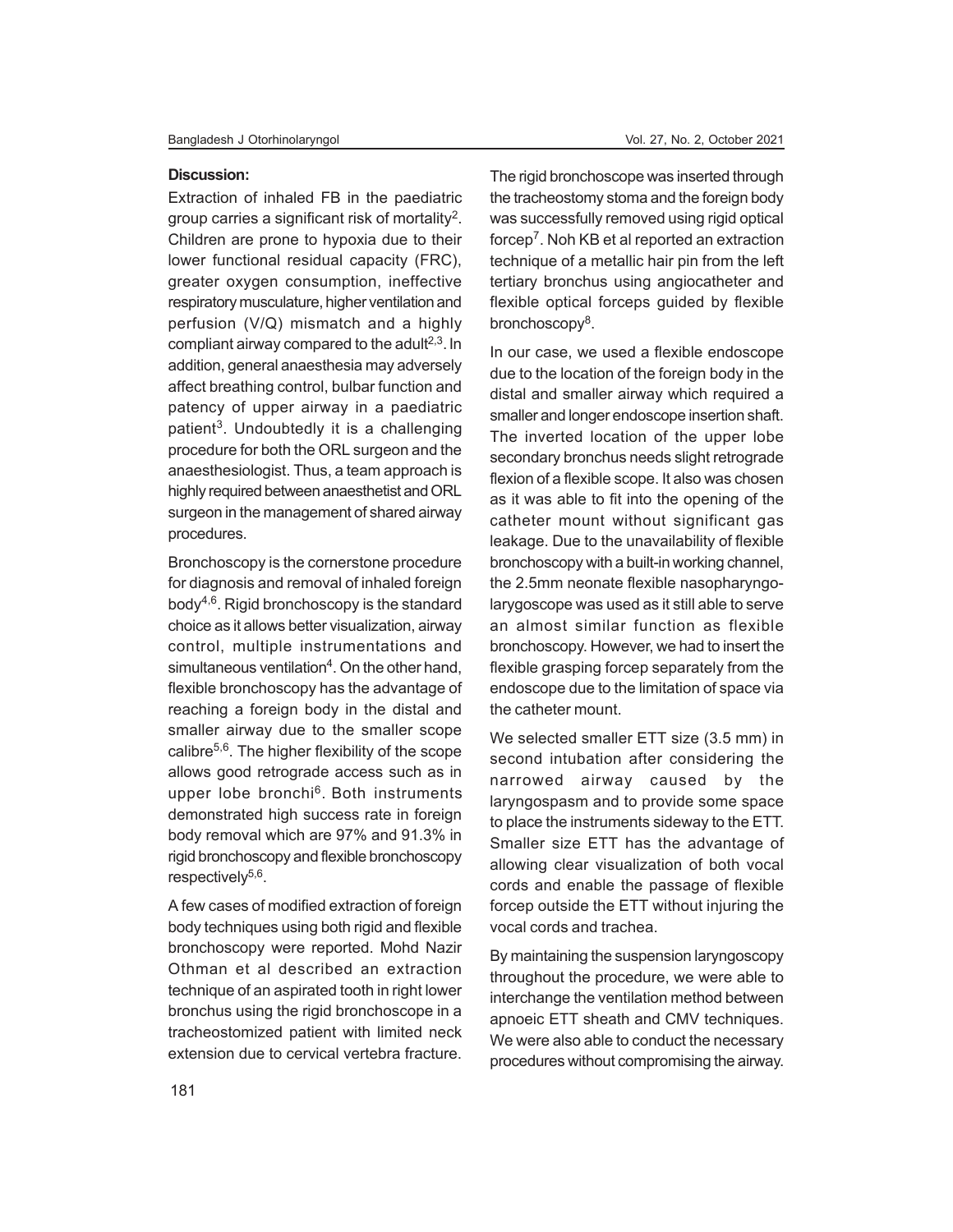**Discussion:**

Extraction of inhaled FB in the paediatric group carries a significant risk of mortality[2]. Children are prone to hypoxia due to their lower functional residual capacity (FRC), greater oxygen consumption, ineffective respiratory musculature, higher ventilation and perfusion (V/Q) mismatch and a highly compliant airway compared to the adult[2,3]. In addition, general anaesthesia may adversely affect breathing control, bulbar function and patency of upper airway in a paediatric patient[3]. Undoubtedly it is a challenging procedure for both the ORL surgeon and the anaesthesiologist. Thus, a team approach is highly required between anaesthetist and ORL surgeon in the management of shared airway procedures.

Bronchoscopy is the cornerstone procedure for diagnosis and removal of inhaled foreign body[4,6]. Rigid bronchoscopy is the standard choice as it allows better visualization, airway control, multiple instrumentations and simultaneous ventilation[4]. On the other hand, flexible bronchoscopy has the advantage of reaching a foreign body in the distal and smaller airway due to the smaller scope calibre[5,6]. The higher flexibility of the scope allows good retrograde access such as in upper lobe bronchi[6]. Both instruments demonstrated high success rate in foreign body removal which are 97% and 91.3% in rigid bronchoscopy and flexible bronchoscopy respectively[5,6].

A few cases of modified extraction of foreign body techniques using both rigid and flexible bronchoscopy were reported. Mohd Nazir Othman et al described an extraction technique of an aspirated tooth in right lower bronchus using the rigid bronchoscope in a tracheostomized patient with limited neck extension due to cervical vertebra fracture. The rigid bronchoscope was inserted through the tracheostomy stoma and the foreign body was successfully removed using rigid optical forcep[7]. Noh KB et al reported an extraction technique of a metallic hair pin from the left tertiary bronchus using angiocatheter and flexible optical forceps guided by flexible bronchoscopy[8].

In our case, we used a flexible endoscope due to the location of the foreign body in the distal and smaller airway which required a smaller and longer endoscope insertion shaft. The inverted location of the upper lobe secondary bronchus needs slight retrograde flexion of a flexible scope. It also was chosen as it was able to fit into the opening of the catheter mount without significant gas leakage. Due to the unavailability of flexible bronchoscopy with a built-in working channel, the 2.5mm neonate flexible nasopharyngo-larygoscope was used as it still able to serve an almost similar function as flexible bronchoscopy. However, we had to insert the flexible grasping forcep separately from the endoscope due to the limitation of space via the catheter mount.

We selected smaller ETT size (3.5 mm) in second intubation after considering the narrowed airway caused by the laryngospasm and to provide some space to place the instruments sideway to the ETT. Smaller size ETT has the advantage of allowing clear visualization of both vocal cords and enable the passage of flexible forcep outside the ETT without injuring the vocal cords and trachea.

By maintaining the suspension laryngoscopy throughout the procedure, we were able to interchange the ventilation method between apnoeic ETT sheath and CMV techniques. We were also able to conduct the necessary procedures without compromising the airway.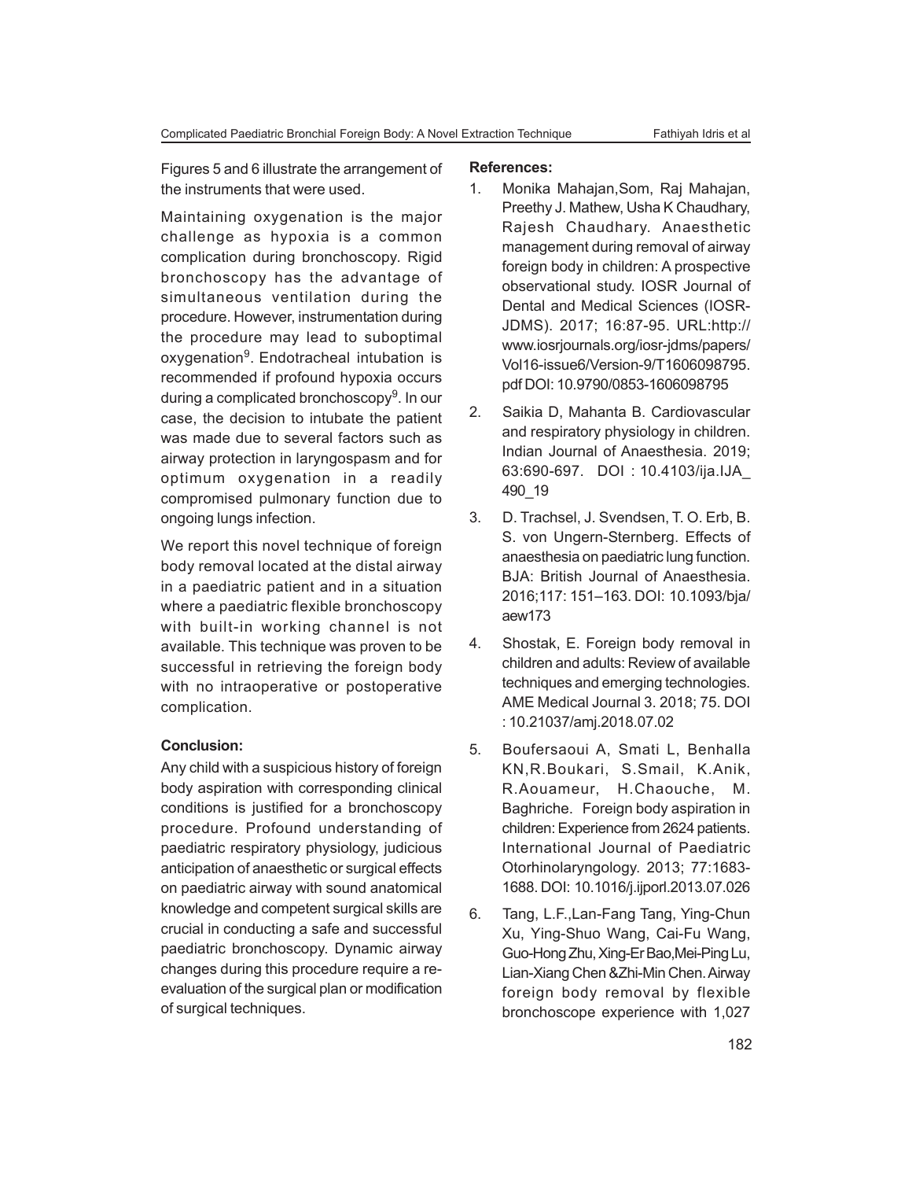Figures 5 and 6 illustrate the arrangement of the instruments that were used.

Maintaining oxygenation is the major challenge as hypoxia is a common complication during bronchoscopy. Rigid bronchoscopy has the advantage of simultaneous ventilation during the procedure. However, instrumentation during the procedure may lead to suboptimal oxygenation[9]. Endotracheal intubation is recommended if profound hypoxia occurs during a complicated bronchoscopy[9]. In our case, the decision to intubate the patient was made due to several factors such as airway protection in laryngospasm and for optimum oxygenation in a readily compromised pulmonary function due to ongoing lungs infection.

We report this novel technique of foreign body removal located at the distal airway in a paediatric patient and in a situation where a paediatric flexible bronchoscopy with built-in working channel is not available. This technique was proven to be successful in retrieving the foreign body with no intraoperative or postoperative complication.

**Conclusion:**

Any child with a suspicious history of foreign body aspiration with corresponding clinical conditions is justified for a bronchoscopy procedure. Profound understanding of paediatric respiratory physiology, judicious anticipation of anaesthetic or surgical effects on paediatric airway with sound anatomical knowledge and competent surgical skills are crucial in conducting a safe and successful paediatric bronchoscopy. Dynamic airway changes during this procedure require a re-evaluation of the surgical plan or modification of surgical techniques.

**References:**

1. Monika Mahajan,Som, Raj Mahajan, Preethy J. Mathew, Usha K Chaudhary, Rajesh Chaudhary. Anaesthetic management during removal of airway foreign body in children: A prospective observational study. IOSR Journal of Dental and Medical Sciences (IOSR-JDMS). 2017; 16:87-95. URL:http://www.iosrjournals.org/iosr-jdms/papers/Vol16-issue6/Version-9/T1606098795.pdf DOI: 10.9790/0853-1606098795
2. Saikia D, Mahanta B. Cardiovascular and respiratory physiology in children. Indian Journal of Anaesthesia. 2019; 63:690-697. DOI : 10.4103/ija.IJA_490_19
3. D. Trachsel, J. Svendsen, T. O. Erb, B. S. von Ungern-Sternberg. Effects of anaesthesia on paediatric lung function. BJA: British Journal of Anaesthesia. 2016;117: 151–163. DOI: 10.1093/bja/aew173
4. Shostak, E. Foreign body removal in children and adults: Review of available techniques and emerging technologies. AME Medical Journal 3. 2018; 75. DOI : 10.21037/amj.2018.07.02
5. Boufersaoui A, Smati L, Benhalla KN,R.Boukari, S.Smail, K.Anik, R.Aouameur, H.Chaouche, M. Baghriche. Foreign body aspiration in children: Experience from 2624 patients. International Journal of Paediatric Otorhinolaryngology. 2013; 77:1683-1688. DOI: 10.1016/j.ijporl.2013.07.026
6. Tang, L.F.,Lan-Fang Tang, Ying-Chun Xu, Ying-Shuo Wang, Cai-Fu Wang, Guo-Hong Zhu, Xing-Er Bao,Mei-Ping Lu, Lian-Xiang Chen &Zhi-Min Chen. Airway foreign body removal by flexible bronchoscope experience with 1,027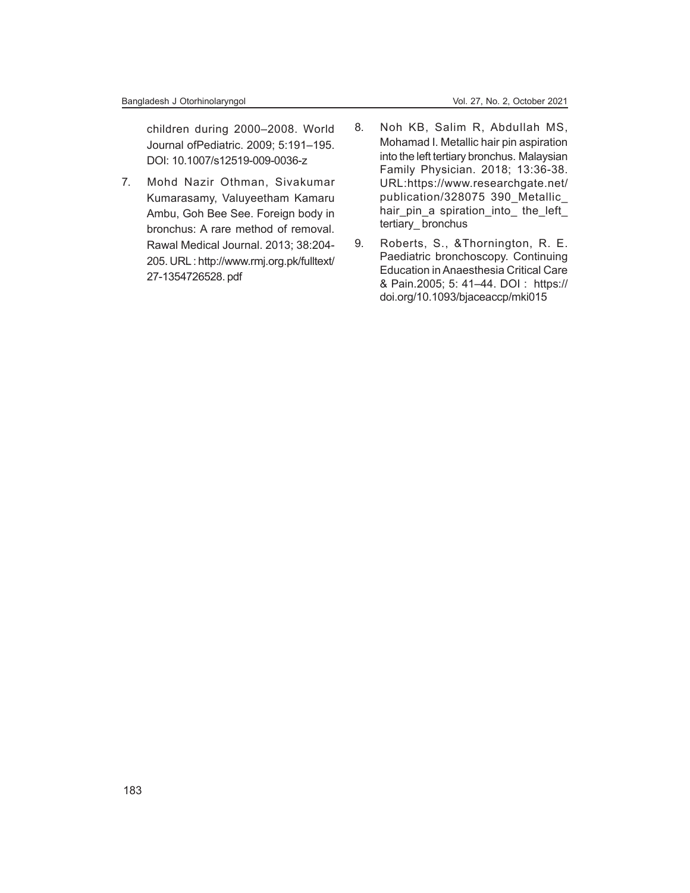children during 2000–2008. World Journal ofPediatric. 2009; 5:191–195. DOI: 10.1007/s12519-009-0036-z

7. Mohd Nazir Othman, Sivakumar Kumarasamy, Valuyeetham Kamaru Ambu, Goh Bee See. Foreign body in bronchus: A rare method of removal. Rawal Medical Journal. 2013; 38:204-205. URL : http://www.rmj.org.pk/fulltext/27-1354726528. pdf

8. Noh KB, Salim R, Abdullah MS, Mohamad I. Metallic hair pin aspiration into the left tertiary bronchus. Malaysian Family Physician. 2018; 13:36-38. URL:https://www.researchgate.net/publication/328075 390_Metallic_hair_pin_a spiration_into_ the_left_tertiary_ bronchus

9. Roberts, S., &Thornington, R. E. Paediatric bronchoscopy. Continuing Education in Anaesthesia Critical Care & Pain.2005; 5: 41–44. DOI : https://doi.org/10.1093/bjaceaccp/mki015